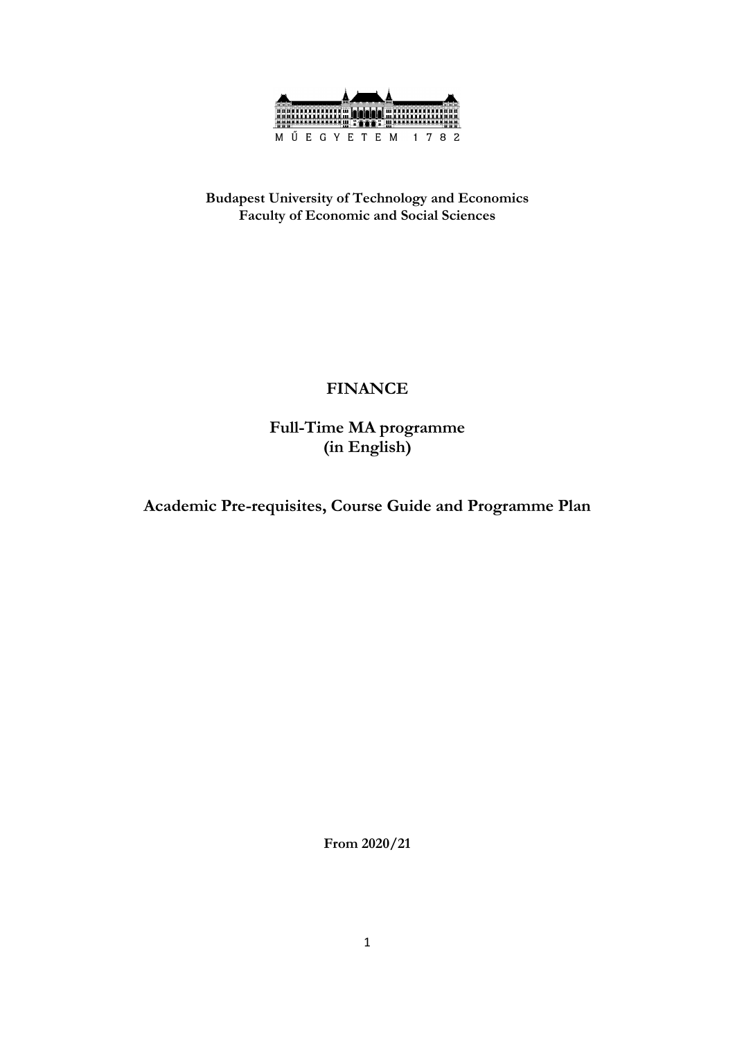MŰEGYETEM 1782

**Budapest University of Technology and Economics**
**Faculty of Economic and Social Sciences**

# FINANCE

## Full-Time MA programme (in English)

## Academic Pre-requisites, Course Guide and Programme Plan

**From 2020/21**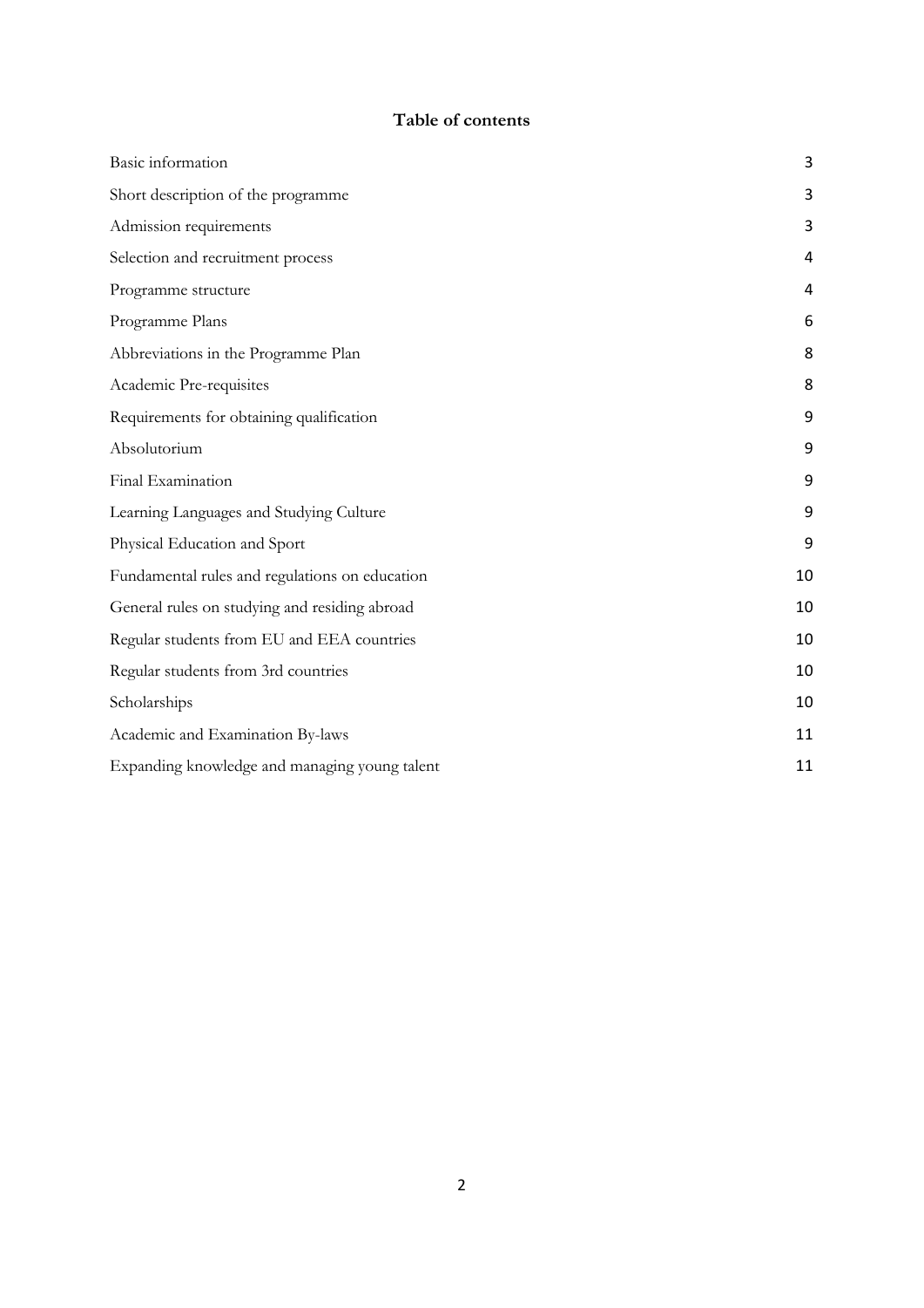# Table of contents

| | |
|---|---|
| Basic information | 3 |
| Short description of the programme | 3 |
| Admission requirements | 3 |
| Selection and recruitment process | 4 |
| Programme structure | 4 |
| Programme Plans | 6 |
| Abbreviations in the Programme Plan | 8 |
| Academic Pre-requisites | 8 |
| Requirements for obtaining qualification | 9 |
| Absolutorium | 9 |
| Final Examination | 9 |
| Learning Languages and Studying Culture | 9 |
| Physical Education and Sport | 9 |
| Fundamental rules and regulations on education | 10 |
| General rules on studying and residing abroad | 10 |
| Regular students from EU and EEA countries | 10 |
| Regular students from 3rd countries | 10 |
| Scholarships | 10 |
| Academic and Examination By-laws | 11 |
| Expanding knowledge and managing young talent | 11 |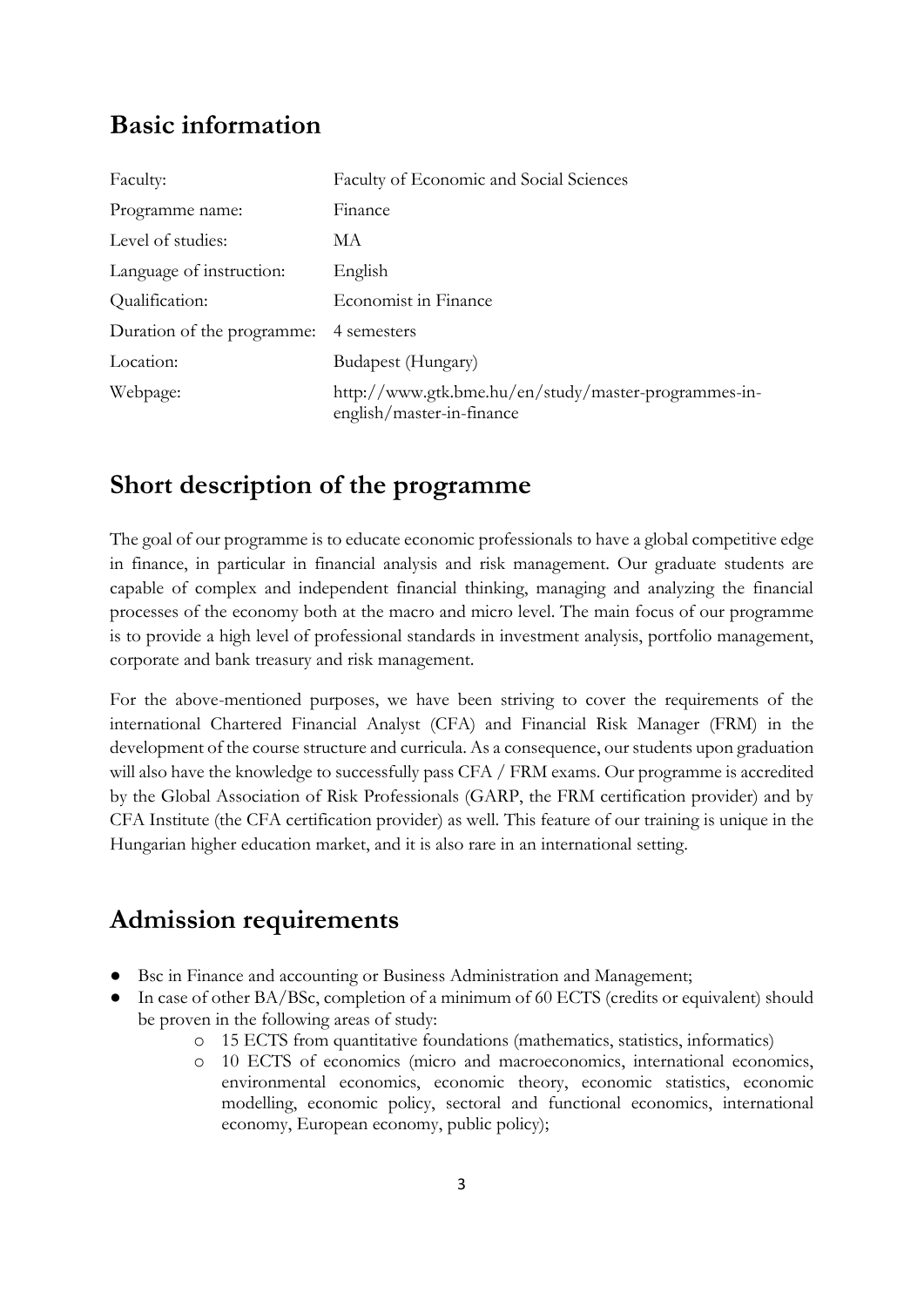## Basic information

| | |
|---|---|
| Faculty: | Faculty of Economic and Social Sciences |
| Programme name: | Finance |
| Level of studies: | MA |
| Language of instruction: | English |
| Qualification: | Economist in Finance |
| Duration of the programme: | 4 semesters |
| Location: | Budapest (Hungary) |
| Webpage: | http://www.gtk.bme.hu/en/study/master-programmes-in-english/master-in-finance |

## Short description of the programme

The goal of our programme is to educate economic professionals to have a global competitive edge in finance, in particular in financial analysis and risk management. Our graduate students are capable of complex and independent financial thinking, managing and analyzing the financial processes of the economy both at the macro and micro level. The main focus of our programme is to provide a high level of professional standards in investment analysis, portfolio management, corporate and bank treasury and risk management.

For the above-mentioned purposes, we have been striving to cover the requirements of the international Chartered Financial Analyst (CFA) and Financial Risk Manager (FRM) in the development of the course structure and curricula. As a consequence, our students upon graduation will also have the knowledge to successfully pass CFA / FRM exams. Our programme is accredited by the Global Association of Risk Professionals (GARP, the FRM certification provider) and by CFA Institute (the CFA certification provider) as well. This feature of our training is unique in the Hungarian higher education market, and it is also rare in an international setting.

## Admission requirements

- Bsc in Finance and accounting or Business Administration and Management;
- In case of other BA/BSc, completion of a minimum of 60 ECTS (credits or equivalent) should be proven in the following areas of study:
  - 15 ECTS from quantitative foundations (mathematics, statistics, informatics)
  - 10 ECTS of economics (micro and macroeconomics, international economics, environmental economics, economic theory, economic statistics, economic modelling, economic policy, sectoral and functional economics, international economy, European economy, public policy);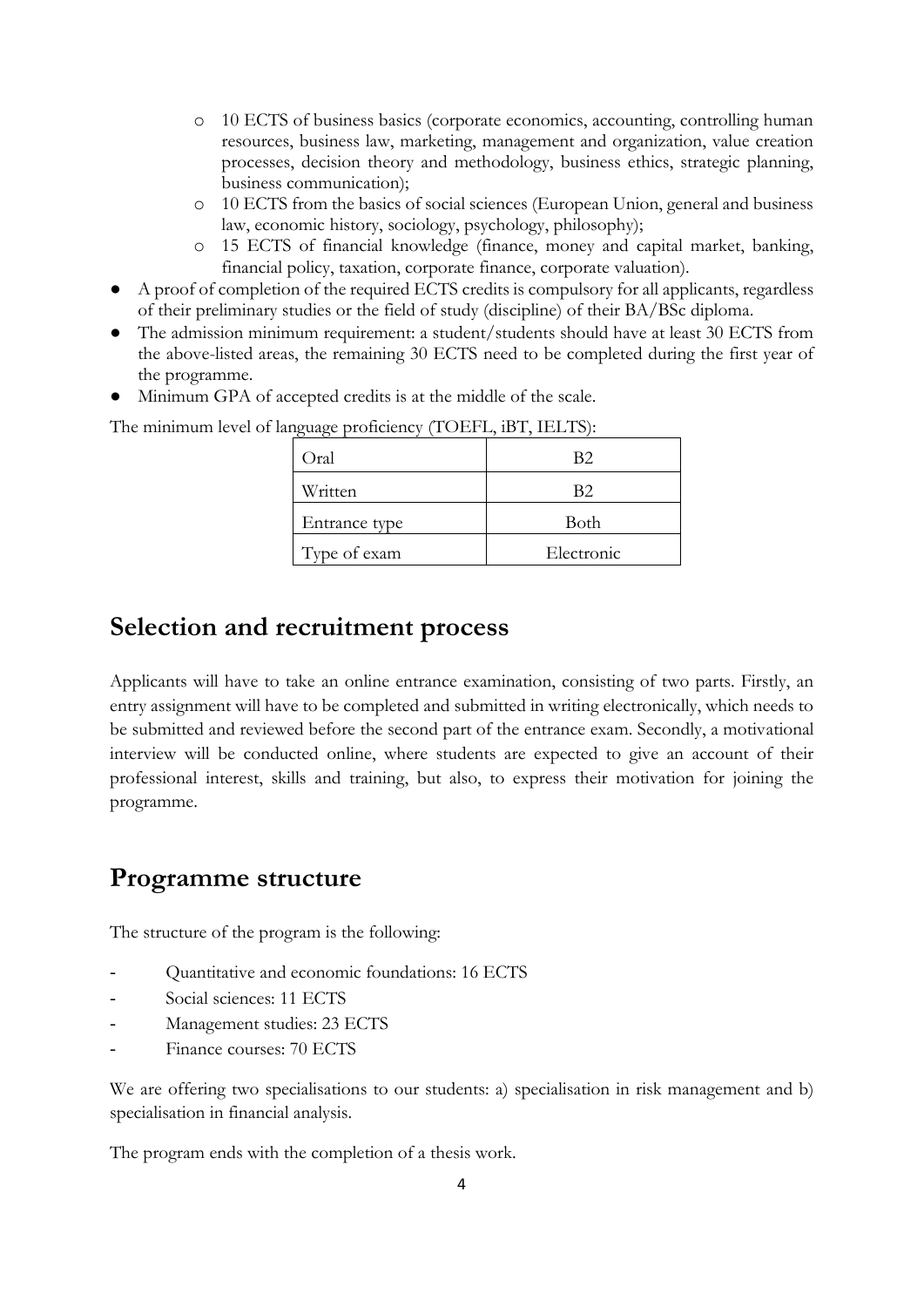- 10 ECTS of business basics (corporate economics, accounting, controlling human resources, business law, marketing, management and organization, value creation processes, decision theory and methodology, business ethics, strategic planning, business communication);
  - 10 ECTS from the basics of social sciences (European Union, general and business law, economic history, sociology, psychology, philosophy);
  - 15 ECTS of financial knowledge (finance, money and capital market, banking, financial policy, taxation, corporate finance, corporate valuation).
- A proof of completion of the required ECTS credits is compulsory for all applicants, regardless of their preliminary studies or the field of study (discipline) of their BA/BSc diploma.
- The admission minimum requirement: a student/students should have at least 30 ECTS from the above-listed areas, the remaining 30 ECTS need to be completed during the first year of the programme.
- Minimum GPA of accepted credits is at the middle of the scale.

The minimum level of language proficiency (TOEFL, iBT, IELTS):

| Oral | B2 |
|---|---|
| Written | B2 |
| Entrance type | Both |
| Type of exam | Electronic |

## Selection and recruitment process

Applicants will have to take an online entrance examination, consisting of two parts. Firstly, an entry assignment will have to be completed and submitted in writing electronically, which needs to be submitted and reviewed before the second part of the entrance exam. Secondly, a motivational interview will be conducted online, where students are expected to give an account of their professional interest, skills and training, but also, to express their motivation for joining the programme.

## Programme structure

The structure of the program is the following:

- Quantitative and economic foundations: 16 ECTS
- Social sciences: 11 ECTS
- Management studies: 23 ECTS
- Finance courses: 70 ECTS

We are offering two specialisations to our students: a) specialisation in risk management and b) specialisation in financial analysis.

The program ends with the completion of a thesis work.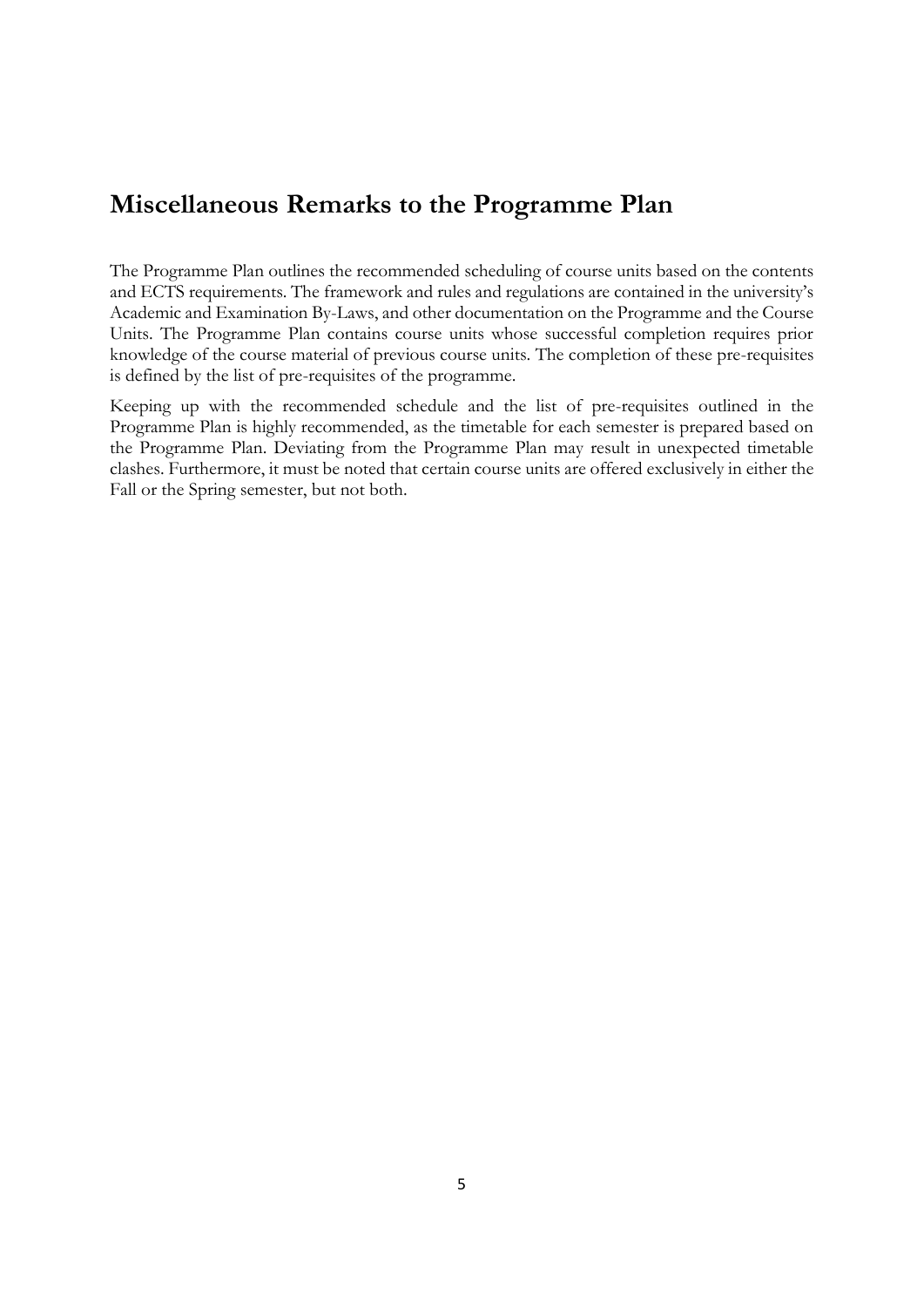## Miscellaneous Remarks to the Programme Plan

The Programme Plan outlines the recommended scheduling of course units based on the contents and ECTS requirements. The framework and rules and regulations are contained in the university's Academic and Examination By-Laws, and other documentation on the Programme and the Course Units. The Programme Plan contains course units whose successful completion requires prior knowledge of the course material of previous course units. The completion of these pre-requisites is defined by the list of pre-requisites of the programme.

Keeping up with the recommended schedule and the list of pre-requisites outlined in the Programme Plan is highly recommended, as the timetable for each semester is prepared based on the Programme Plan. Deviating from the Programme Plan may result in unexpected timetable clashes. Furthermore, it must be noted that certain course units are offered exclusively in either the Fall or the Spring semester, but not both.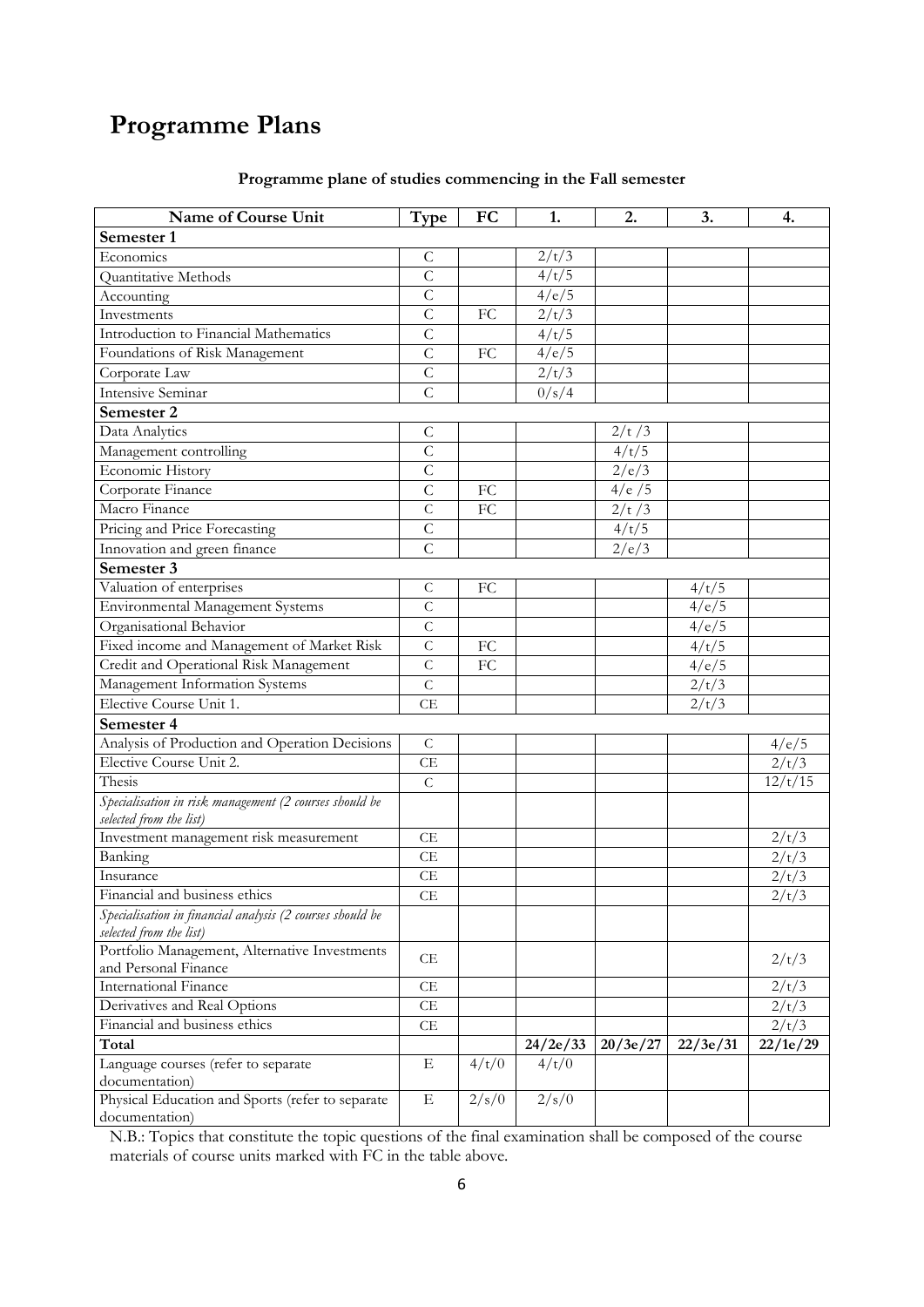# Programme Plans

### Programme plane of studies commencing in the Fall semester

| Name of Course Unit | Type | FC | 1. | 2. | 3. | 4. |
|---|---|---|---|---|---|---|
| **Semester 1** | | | | | | |
| Economics | C | | 2/t/3 | | | |
| Quantitative Methods | C | | 4/t/5 | | | |
| Accounting | C | | 4/e/5 | | | |
| Investments | C | FC | 2/t/3 | | | |
| Introduction to Financial Mathematics | C | | 4/t/5 | | | |
| Foundations of Risk Management | C | FC | 4/e/5 | | | |
| Corporate Law | C | | 2/t/3 | | | |
| Intensive Seminar | C | | 0/s/4 | | | |
| **Semester 2** | | | | | | |
| Data Analytics | C | | | 2/t /3 | | |
| Management controlling | C | | | 4/t/5 | | |
| Economic History | C | | | 2/e/3 | | |
| Corporate Finance | C | FC | | 4/e /5 | | |
| Macro Finance | C | FC | | 2/t /3 | | |
| Pricing and Price Forecasting | C | | | 4/t/5 | | |
| Innovation and green finance | C | | | 2/e/3 | | |
| **Semester 3** | | | | | | |
| Valuation of enterprises | C | FC | | | 4/t/5 | |
| Environmental Management Systems | C | | | | 4/e/5 | |
| Organisational Behavior | C | | | | 4/e/5 | |
| Fixed income and Management of Market Risk | C | FC | | | 4/t/5 | |
| Credit and Operational Risk Management | C | FC | | | 4/e/5 | |
| Management Information Systems | C | | | | 2/t/3 | |
| Elective Course Unit 1. | CE | | | | 2/t/3 | |
| **Semester 4** | | | | | | |
| Analysis of Production and Operation Decisions | C | | | | | 4/e/5 |
| Elective Course Unit 2. | CE | | | | | 2/t/3 |
| Thesis | C | | | | | 12/t/15 |
| *Specialisation in risk management (2 courses should be selected from the list)* | | | | | | |
| Investment management risk measurement | CE | | | | | 2/t/3 |
| Banking | CE | | | | | 2/t/3 |
| Insurance | CE | | | | | 2/t/3 |
| Financial and business ethics | CE | | | | | 2/t/3 |
| *Specialisation in financial analysis (2 courses should be selected from the list)* | | | | | | |
| Portfolio Management, Alternative Investments and Personal Finance | CE | | | | | 2/t/3 |
| International Finance | CE | | | | | 2/t/3 |
| Derivatives and Real Options | CE | | | | | 2/t/3 |
| Financial and business ethics | CE | | | | | 2/t/3 |
| **Total** | | | **24/2e/33** | **20/3e/27** | **22/3e/31** | **22/1e/29** |
| Language courses (refer to separate documentation) | E | 4/t/0 | 4/t/0 | | | |
| Physical Education and Sports (refer to separate documentation) | E | 2/s/0 | 2/s/0 | | | |

N.B.: Topics that constitute the topic questions of the final examination shall be composed of the course materials of course units marked with FC in the table above.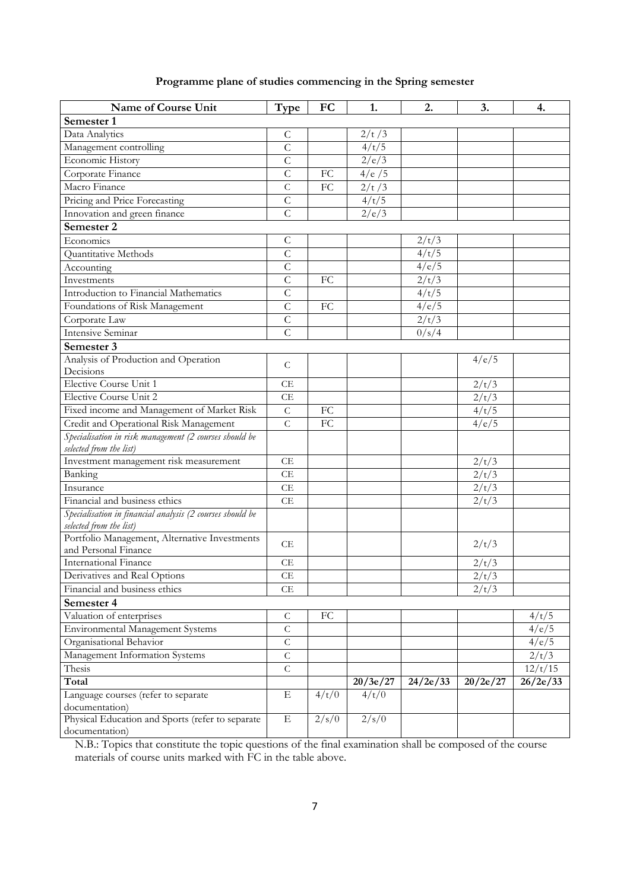**Programme plane of studies commencing in the Spring semester**

| Name of Course Unit | Type | FC | 1. | 2. | 3. | 4. |
|---|---|---|---|---|---|---|
| **Semester 1** | | | | | | |
| Data Analytics | C | | 2/t /3 | | | |
| Management controlling | C | | 4/t/5 | | | |
| Economic History | C | | 2/e/3 | | | |
| Corporate Finance | C | FC | 4/e /5 | | | |
| Macro Finance | C | FC | 2/t /3 | | | |
| Pricing and Price Forecasting | C | | 4/t/5 | | | |
| Innovation and green finance | C | | 2/e/3 | | | |
| **Semester 2** | | | | | | |
| Economics | C | | | 2/t/3 | | |
| Quantitative Methods | C | | | 4/t/5 | | |
| Accounting | C | | | 4/e/5 | | |
| Investments | C | FC | | 2/t/3 | | |
| Introduction to Financial Mathematics | C | | | 4/t/5 | | |
| Foundations of Risk Management | C | FC | | 4/e/5 | | |
| Corporate Law | C | | | 2/t/3 | | |
| Intensive Seminar | C | | | 0/s/4 | | |
| **Semester 3** | | | | | | |
| Analysis of Production and Operation Decisions | C | | | | 4/e/5 | |
| Elective Course Unit 1 | CE | | | | 2/t/3 | |
| Elective Course Unit 2 | CE | | | | 2/t/3 | |
| Fixed income and Management of Market Risk | C | FC | | | 4/t/5 | |
| Credit and Operational Risk Management | C | FC | | | 4/e/5 | |
| *Specialisation in risk management (2 courses should be selected from the list)* | | | | | | |
| Investment management risk measurement | CE | | | | 2/t/3 | |
| Banking | CE | | | | 2/t/3 | |
| Insurance | CE | | | | 2/t/3 | |
| Financial and business ethics | CE | | | | 2/t/3 | |
| *Specialisation in financial analysis (2 courses should be selected from the list)* | | | | | | |
| Portfolio Management, Alternative Investments and Personal Finance | CE | | | | 2/t/3 | |
| International Finance | CE | | | | 2/t/3 | |
| Derivatives and Real Options | CE | | | | 2/t/3 | |
| Financial and business ethics | CE | | | | 2/t/3 | |
| **Semester 4** | | | | | | |
| Valuation of enterprises | C | FC | | | | 4/t/5 |
| Environmental Management Systems | C | | | | | 4/e/5 |
| Organisational Behavior | C | | | | | 4/e/5 |
| Management Information Systems | C | | | | | 2/t/3 |
| Thesis | C | | | | | 12/t/15 |
| **Total** | | | **20/3e/27** | **24/2e/33** | **20/2e/27** | **26/2e/33** |
| Language courses (refer to separate documentation) | E | 4/t/0 | 4/t/0 | | | |
| Physical Education and Sports (refer to separate documentation) | E | 2/s/0 | 2/s/0 | | | |

N.B.: Topics that constitute the topic questions of the final examination shall be composed of the course materials of course units marked with FC in the table above.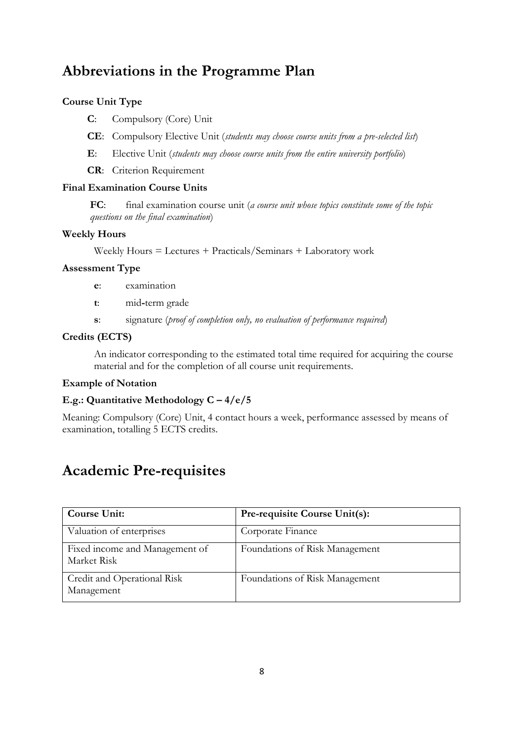# Abbreviations in the Programme Plan

**Course Unit Type**

- **C**: Compulsory (Core) Unit
- **CE**: Compulsory Elective Unit (*students may choose course units from a pre-selected list*)
- **E**: Elective Unit (*students may choose course units from the entire university portfolio*)
- **CR**: Criterion Requirement

**Final Examination Course Units**

**FC**: final examination course unit (*a course unit whose topics constitute some of the topic questions on the final examination*)

**Weekly Hours**

Weekly Hours = Lectures + Practicals/Seminars + Laboratory work

**Assessment Type**

- **e**: examination
- **t**: mid-term grade
- **s**: signature (*proof of completion only, no evaluation of performance required*)

**Credits (ECTS)**

An indicator corresponding to the estimated total time required for acquiring the course material and for the completion of all course unit requirements.

**Example of Notation**

**E.g.: Quantitative Methodology C – 4/e/5**

Meaning: Compulsory (Core) Unit, 4 contact hours a week, performance assessed by means of examination, totalling 5 ECTS credits.

# Academic Pre-requisites

| Course Unit: | Pre-requisite Course Unit(s): |
|---|---|
| Valuation of enterprises | Corporate Finance |
| Fixed income and Management of Market Risk | Foundations of Risk Management |
| Credit and Operational Risk Management | Foundations of Risk Management |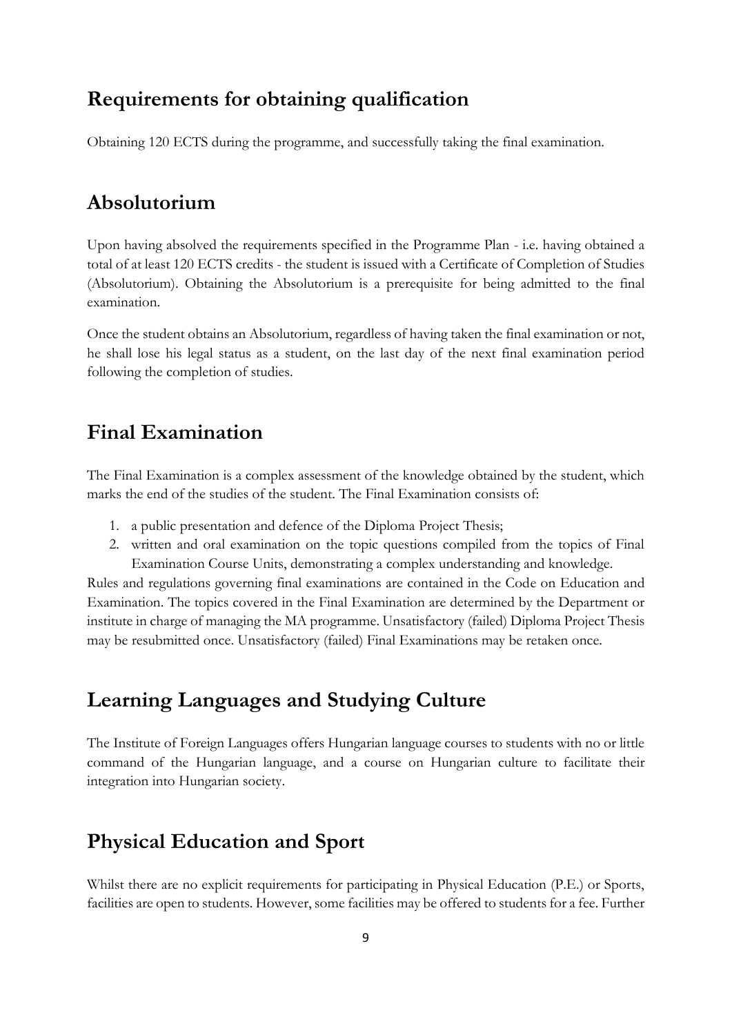## Requirements for obtaining qualification

Obtaining 120 ECTS during the programme, and successfully taking the final examination.

## Absolutorium

Upon having absolved the requirements specified in the Programme Plan - i.e. having obtained a total of at least 120 ECTS credits - the student is issued with a Certificate of Completion of Studies (Absolutorium). Obtaining the Absolutorium is a prerequisite for being admitted to the final examination.

Once the student obtains an Absolutorium, regardless of having taken the final examination or not, he shall lose his legal status as a student, on the last day of the next final examination period following the completion of studies.

## Final Examination

The Final Examination is a complex assessment of the knowledge obtained by the student, which marks the end of the studies of the student. The Final Examination consists of:

1. a public presentation and defence of the Diploma Project Thesis;
2. written and oral examination on the topic questions compiled from the topics of Final Examination Course Units, demonstrating a complex understanding and knowledge.

Rules and regulations governing final examinations are contained in the Code on Education and Examination. The topics covered in the Final Examination are determined by the Department or institute in charge of managing the MA programme. Unsatisfactory (failed) Diploma Project Thesis may be resubmitted once. Unsatisfactory (failed) Final Examinations may be retaken once.

## Learning Languages and Studying Culture

The Institute of Foreign Languages offers Hungarian language courses to students with no or little command of the Hungarian language, and a course on Hungarian culture to facilitate their integration into Hungarian society.

## Physical Education and Sport

Whilst there are no explicit requirements for participating in Physical Education (P.E.) or Sports, facilities are open to students. However, some facilities may be offered to students for a fee. Further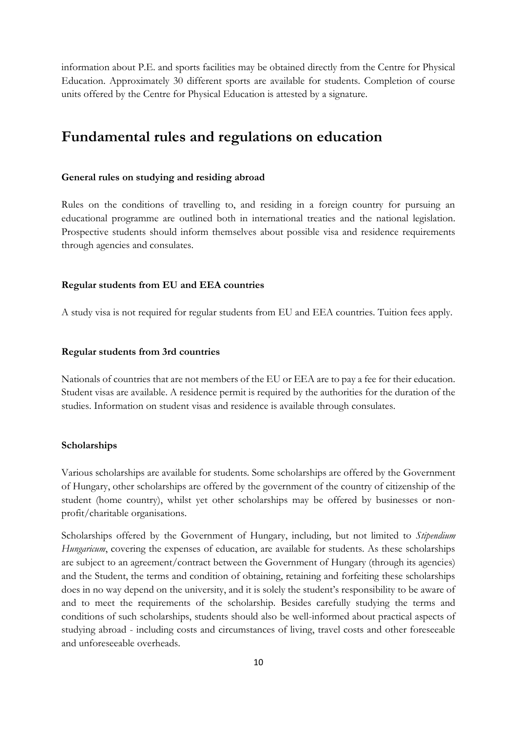information about P.E. and sports facilities may be obtained directly from the Centre for Physical Education. Approximately 30 different sports are available for students. Completion of course units offered by the Centre for Physical Education is attested by a signature.

# Fundamental rules and regulations on education

#### General rules on studying and residing abroad

Rules on the conditions of travelling to, and residing in a foreign country for pursuing an educational programme are outlined both in international treaties and the national legislation. Prospective students should inform themselves about possible visa and residence requirements through agencies and consulates.

#### Regular students from EU and EEA countries

A study visa is not required for regular students from EU and EEA countries. Tuition fees apply.

#### Regular students from 3rd countries

Nationals of countries that are not members of the EU or EEA are to pay a fee for their education. Student visas are available. A residence permit is required by the authorities for the duration of the studies. Information on student visas and residence is available through consulates.

#### Scholarships

Various scholarships are available for students. Some scholarships are offered by the Government of Hungary, other scholarships are offered by the government of the country of citizenship of the student (home country), whilst yet other scholarships may be offered by businesses or non-profit/charitable organisations.

Scholarships offered by the Government of Hungary, including, but not limited to *Stipendium Hungaricum*, covering the expenses of education, are available for students. As these scholarships are subject to an agreement/contract between the Government of Hungary (through its agencies) and the Student, the terms and condition of obtaining, retaining and forfeiting these scholarships does in no way depend on the university, and it is solely the student's responsibility to be aware of and to meet the requirements of the scholarship. Besides carefully studying the terms and conditions of such scholarships, students should also be well-informed about practical aspects of studying abroad - including costs and circumstances of living, travel costs and other foreseeable and unforeseeable overheads.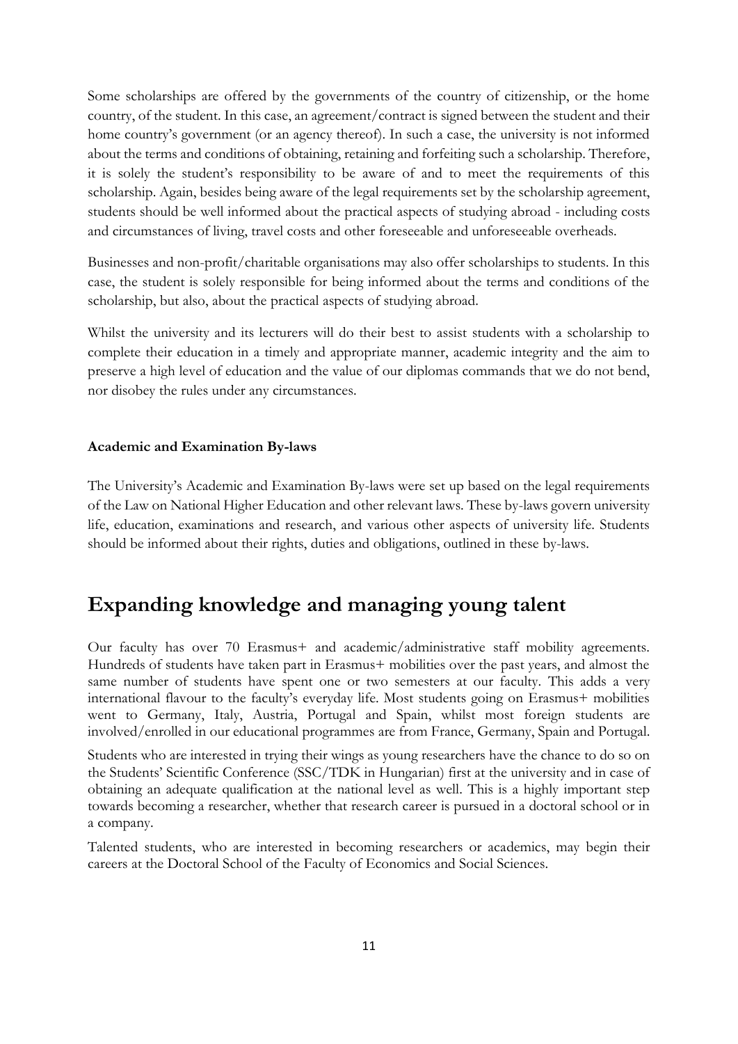Some scholarships are offered by the governments of the country of citizenship, or the home country, of the student. In this case, an agreement/contract is signed between the student and their home country's government (or an agency thereof). In such a case, the university is not informed about the terms and conditions of obtaining, retaining and forfeiting such a scholarship. Therefore, it is solely the student's responsibility to be aware of and to meet the requirements of this scholarship. Again, besides being aware of the legal requirements set by the scholarship agreement, students should be well informed about the practical aspects of studying abroad - including costs and circumstances of living, travel costs and other foreseeable and unforeseeable overheads.

Businesses and non-profit/charitable organisations may also offer scholarships to students. In this case, the student is solely responsible for being informed about the terms and conditions of the scholarship, but also, about the practical aspects of studying abroad.

Whilst the university and its lecturers will do their best to assist students with a scholarship to complete their education in a timely and appropriate manner, academic integrity and the aim to preserve a high level of education and the value of our diplomas commands that we do not bend, nor disobey the rules under any circumstances.

**Academic and Examination By-laws**

The University's Academic and Examination By-laws were set up based on the legal requirements of the Law on National Higher Education and other relevant laws. These by-laws govern university life, education, examinations and research, and various other aspects of university life. Students should be informed about their rights, duties and obligations, outlined in these by-laws.

# Expanding knowledge and managing young talent

Our faculty has over 70 Erasmus+ and academic/administrative staff mobility agreements. Hundreds of students have taken part in Erasmus+ mobilities over the past years, and almost the same number of students have spent one or two semesters at our faculty. This adds a very international flavour to the faculty's everyday life. Most students going on Erasmus+ mobilities went to Germany, Italy, Austria, Portugal and Spain, whilst most foreign students are involved/enrolled in our educational programmes are from France, Germany, Spain and Portugal.

Students who are interested in trying their wings as young researchers have the chance to do so on the Students' Scientific Conference (SSC/TDK in Hungarian) first at the university and in case of obtaining an adequate qualification at the national level as well. This is a highly important step towards becoming a researcher, whether that research career is pursued in a doctoral school or in a company.

Talented students, who are interested in becoming researchers or academics, may begin their careers at the Doctoral School of the Faculty of Economics and Social Sciences.